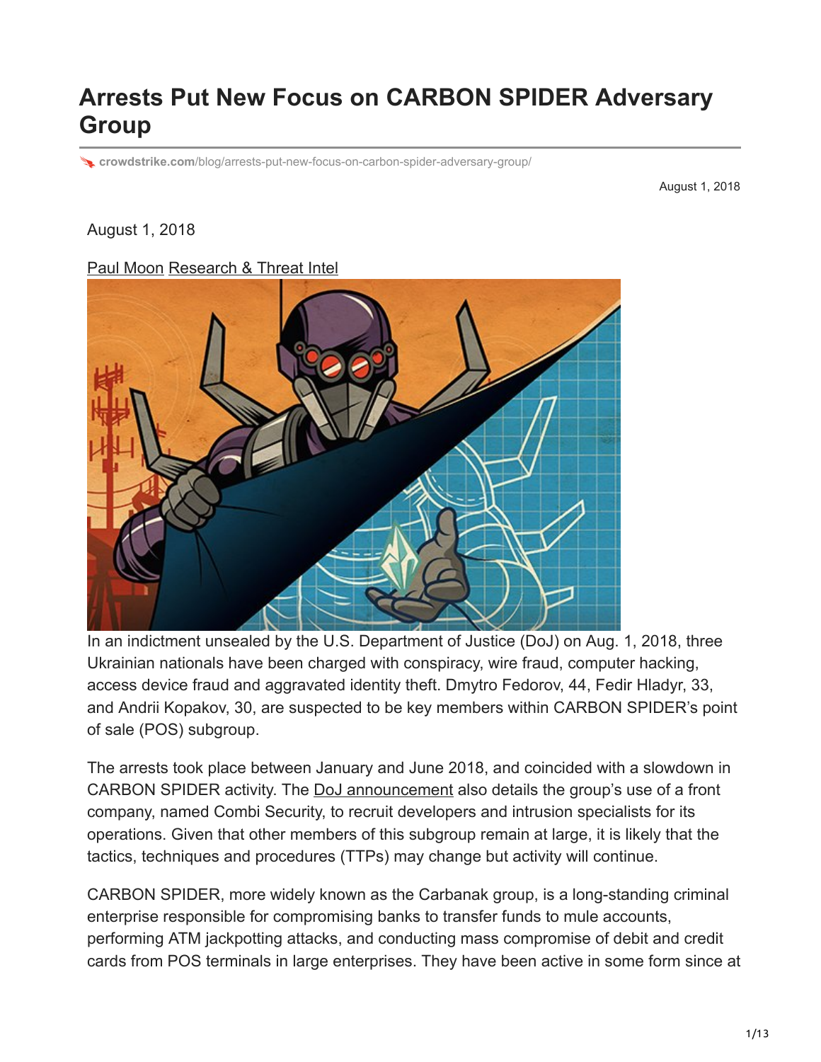# Arrests Put New Focus on CARBON SPIDER Adversary Group

crowdstrike.com/blog/arrests-put-new-focus-on-carbon-spider-adversary-group/

August 1, 2018

August 1, 2018

Paul Moon Research & Threat Intel

In an indictment unsealed by the U.S. Department of Justice (DoJ) on Aug. 1, 2018, three Ukrainian nationals have been charged with conspiracy, wire fraud, computer hacking, access device fraud and aggravated identity theft. Dmytro Fedorov, 44, Fedir Hladyr, 33, and Andrii Kopakov, 30, are suspected to be key members within CARBON SPIDER's point of sale (POS) subgroup.

The arrests took place between January and June 2018, and coincided with a slowdown in CARBON SPIDER activity. The DoJ announcement also details the group's use of a front company, named Combi Security, to recruit developers and intrusion specialists for its operations. Given that other members of this subgroup remain at large, it is likely that the tactics, techniques and procedures (TTPs) may change but activity will continue.

CARBON SPIDER, more widely known as the Carbanak group, is a long-standing criminal enterprise responsible for compromising banks to transfer funds to mule accounts, performing ATM jackpotting attacks, and conducting mass compromise of debit and credit cards from POS terminals in large enterprises. They have been active in some form since at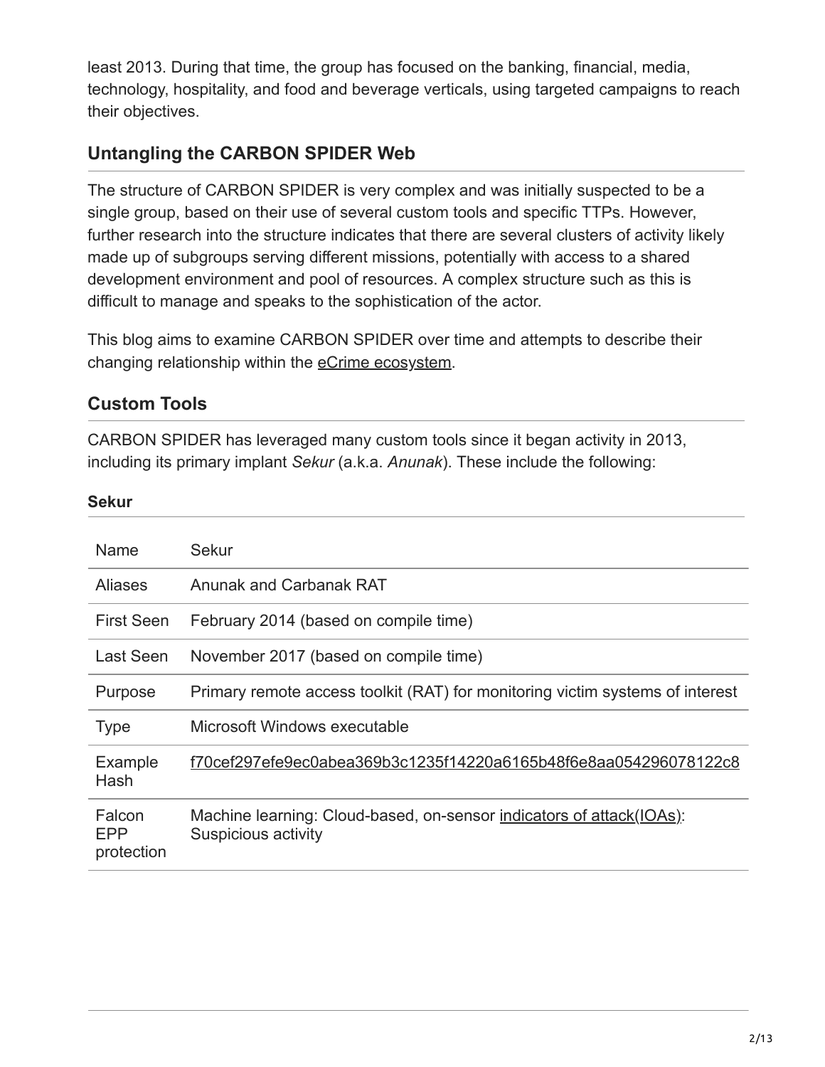least 2013. During that time, the group has focused on the banking, financial, media, technology, hospitality, and food and beverage verticals, using targeted campaigns to reach their objectives.

## Untangling the CARBON SPIDER Web

The structure of CARBON SPIDER is very complex and was initially suspected to be a single group, based on their use of several custom tools and specific TTPs. However, further research into the structure indicates that there are several clusters of activity likely made up of subgroups serving different missions, potentially with access to a shared development environment and pool of resources. A complex structure such as this is difficult to manage and speaks to the sophistication of the actor.

This blog aims to examine CARBON SPIDER over time and attempts to describe their changing relationship within the eCrime ecosystem.

## Custom Tools

CARBON SPIDER has leveraged many custom tools since it began activity in 2013, including its primary implant *Sekur* (a.k.a. *Anunak*). These include the following:

### Sekur

| Name | Sekur |
|---|---|
| Aliases | Anunak and Carbanak RAT |
| First Seen | February 2014 (based on compile time) |
| Last Seen | November 2017 (based on compile time) |
| Purpose | Primary remote access toolkit (RAT) for monitoring victim systems of interest |
| Type | Microsoft Windows executable |
| Example Hash | f70cef297efe9ec0abea369b3c1235f14220a6165b48f6e8aa054296078122c8 |
| Falcon EPP protection | Machine learning: Cloud-based, on-sensor indicators of attack(IOAs): Suspicious activity |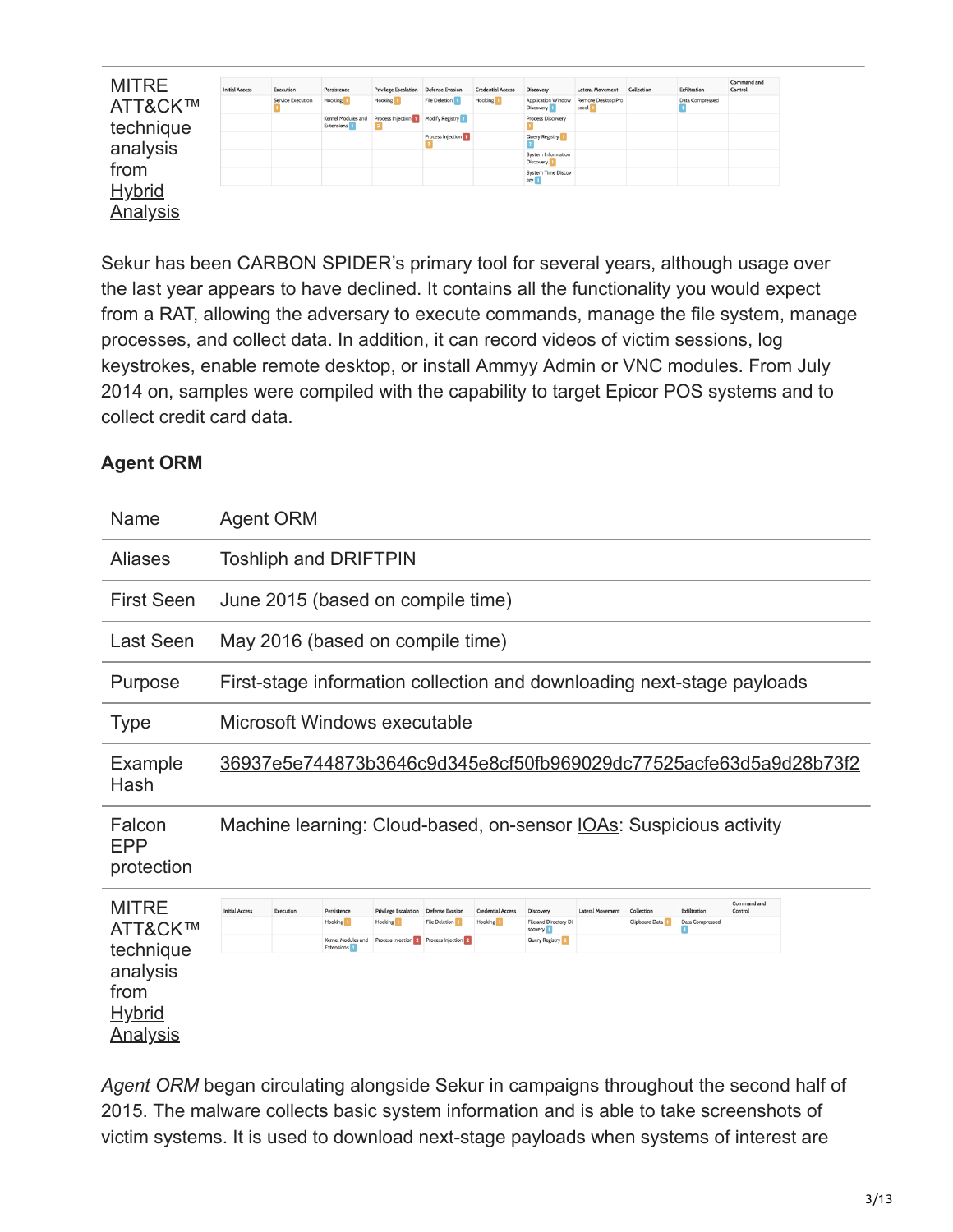**MITRE ATT&CK™ technique analysis from [Hybrid Analysis]**

| Initial Access | Execution | Persistence | Privilege Escalation | Defense Evasion | Credential Access | Discovery | Lateral Movement | Collection | Exfiltration | Command and Control |
|---|---|---|---|---|---|---|---|---|---|---|
| | Service Execution | Hooking | Hooking | File Deletion | Hooking | Application Window Discovery | Remote Desktop Protocol | | Data Compressed | |
| | | Kernel Modules and Extensions | Process Injection | Modify Registry | | Process Discovery | | | | |
| | | | | Process Injection | | Query Registry | | | | |
| | | | | | | System Information Discovery | | | | |
| | | | | | | System Time Discovery | | | | |

Sekur has been CARBON SPIDER's primary tool for several years, although usage over the last year appears to have declined. It contains all the functionality you would expect from a RAT, allowing the adversary to execute commands, manage the file system, manage processes, and collect data. In addition, it can record videos of victim sessions, log keystrokes, enable remote desktop, or install Ammyy Admin or VNC modules. From July 2014 on, samples were compiled with the capability to target Epicor POS systems and to collect credit card data.

### Agent ORM

| Name | Agent ORM |
|---|---|
| Aliases | Toshliph and DRIFTPIN |
| First Seen | June 2015 (based on compile time) |
| Last Seen | May 2016 (based on compile time) |
| Purpose | First-stage information collection and downloading next-stage payloads |
| Type | Microsoft Windows executable |
| Example Hash | 36937e5e744873b3646c9d345e8cf50fb969029dc77525acfe63d5a9d28b73f2 |
| Falcon EPP protection | Machine learning: Cloud-based, on-sensor IOAs: Suspicious activity |

**MITRE ATT&CK™ technique analysis from [Hybrid Analysis]**

| Initial Access | Execution | Persistence | Privilege Escalation | Defense Evasion | Credential Access | Discovery | Lateral Movement | Collection | Exfiltration | Command and Control |
|---|---|---|---|---|---|---|---|---|---|---|
| | | Hooking | Hooking | File Deletion | Hooking | File and Directory Discovery | | Clipboard Data | Data Compressed | |
| | | Kernel Modules and Extensions | Process Injection | Process Injection | | Query Registry | | | | |

*Agent ORM* began circulating alongside Sekur in campaigns throughout the second half of 2015. The malware collects basic system information and is able to take screenshots of victim systems. It is used to download next-stage payloads when systems of interest are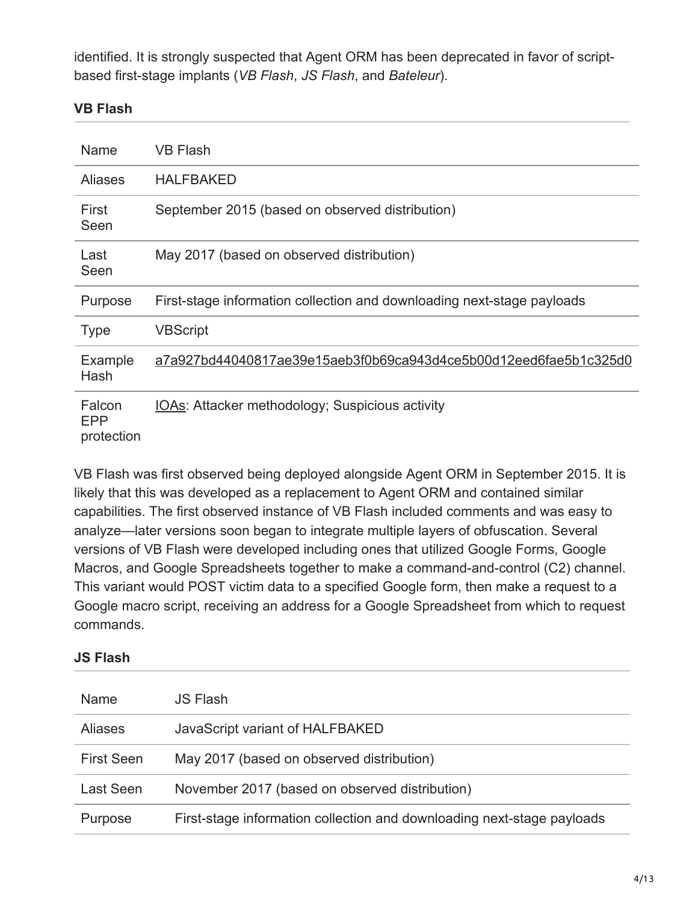identified. It is strongly suspected that Agent ORM has been deprecated in favor of script-based first-stage implants (*VB Flash*, *JS Flash*, and *Bateleur*).

### VB Flash

| Name | VB Flash |
| --- | --- |
| Aliases | HALFBAKED |
| First Seen | September 2015 (based on observed distribution) |
| Last Seen | May 2017 (based on observed distribution) |
| Purpose | First-stage information collection and downloading next-stage payloads |
| Type | VBScript |
| Example Hash | a7a927bd44040817ae39e15aeb3f0b69ca943d4ce5b00d12eed6fae5b1c325d0 |
| Falcon EPP protection | IOAs: Attacker methodology; Suspicious activity |

VB Flash was first observed being deployed alongside Agent ORM in September 2015. It is likely that this was developed as a replacement to Agent ORM and contained similar capabilities. The first observed instance of VB Flash included comments and was easy to analyze—later versions soon began to integrate multiple layers of obfuscation. Several versions of VB Flash were developed including ones that utilized Google Forms, Google Macros, and Google Spreadsheets together to make a command-and-control (C2) channel. This variant would POST victim data to a specified Google form, then make a request to a Google macro script, receiving an address for a Google Spreadsheet from which to request commands.

### JS Flash

| Name | JS Flash |
| --- | --- |
| Aliases | JavaScript variant of HALFBAKED |
| First Seen | May 2017 (based on observed distribution) |
| Last Seen | November 2017 (based on observed distribution) |
| Purpose | First-stage information collection and downloading next-stage payloads |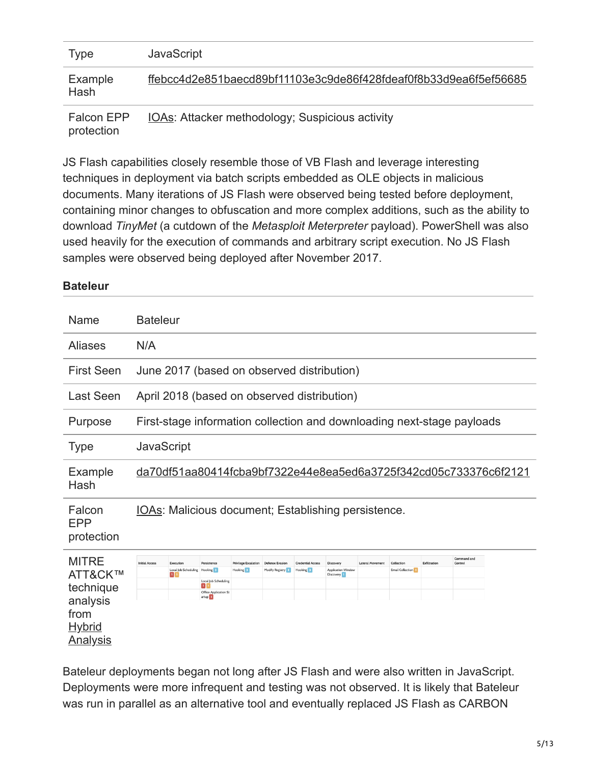| Type | JavaScript |
| --- | --- |
| Example Hash | ffebcc4d2e851baecd89bf11103e3c9de86f428fdeaf0f8b33d9ea6f5ef56685 |
| Falcon EPP protection | IOAs: Attacker methodology; Suspicious activity |

JS Flash capabilities closely resemble those of VB Flash and leverage interesting techniques in deployment via batch scripts embedded as OLE objects in malicious documents. Many iterations of JS Flash were observed being tested before deployment, containing minor changes to obfuscation and more complex additions, such as the ability to download *TinyMet* (a cutdown of the *Metasploit Meterpreter* payload). PowerShell was also used heavily for the execution of commands and arbitrary script execution. No JS Flash samples were observed being deployed after November 2017.

**Bateleur**

| Name | Bateleur |
| --- | --- |
| Aliases | N/A |
| First Seen | June 2017 (based on observed distribution) |
| Last Seen | April 2018 (based on observed distribution) |
| Purpose | First-stage information collection and downloading next-stage payloads |
| Type | JavaScript |
| Example Hash | da70df51aa80414fcba9bf7322e44e8ea5ed6a3725f342cd05c733376c6f2121 |
| Falcon EPP protection | IOAs: Malicious document; Establishing persistence. |
| MITRE ATT&CK™ technique analysis from Hybrid Analysis | |

| Initial Access | Execution | Persistence | Privilege Escalation | Defense Evasion | Credential Access | Discovery | Lateral Movement | Collection | Exfiltration | Command and Control |
| --- | --- | --- | --- | --- | --- | --- | --- | --- | --- | --- |
| | Local Job Scheduling | Hooking | Hooking | Modify Registry | Hooking | Application Window Discovery | | Email Collection | | |
| | | Local Job Scheduling | | | | | | | | |
| | | Office Application Startup | | | | | | | | |

Bateleur deployments began not long after JS Flash and were also written in JavaScript. Deployments were more infrequent and testing was not observed. It is likely that Bateleur was run in parallel as an alternative tool and eventually replaced JS Flash as CARBON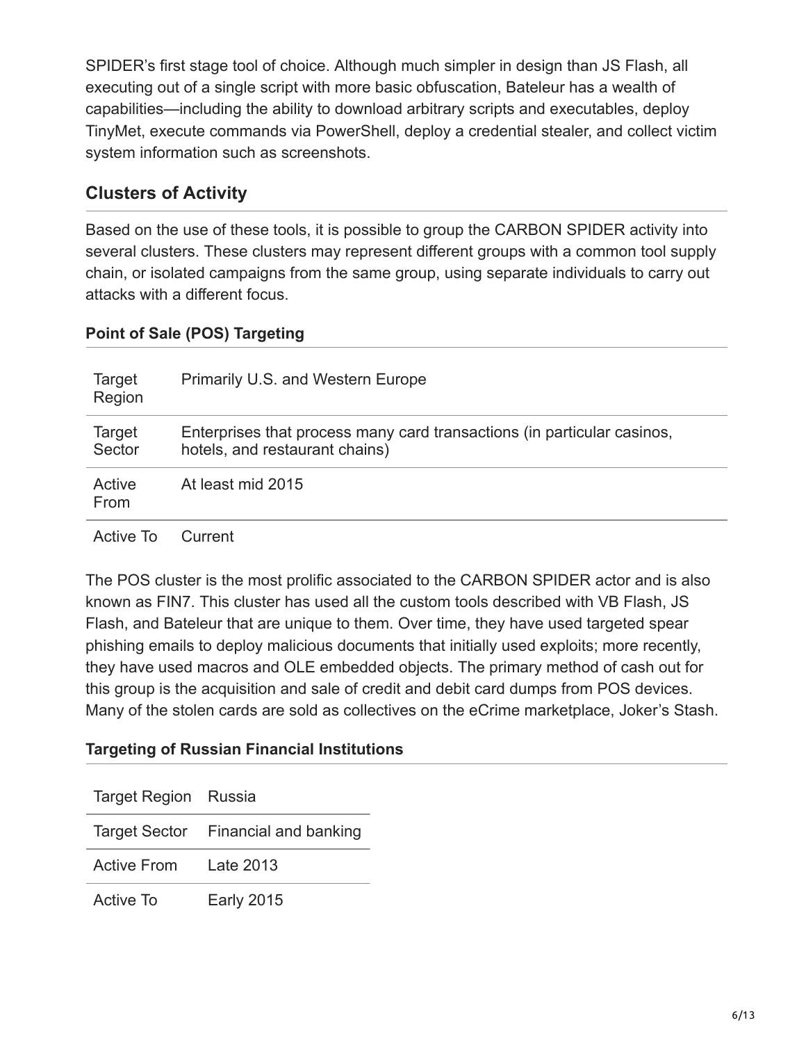SPIDER's first stage tool of choice. Although much simpler in design than JS Flash, all executing out of a single script with more basic obfuscation, Bateleur has a wealth of capabilities—including the ability to download arbitrary scripts and executables, deploy TinyMet, execute commands via PowerShell, deploy a credential stealer, and collect victim system information such as screenshots.

## Clusters of Activity

Based on the use of these tools, it is possible to group the CARBON SPIDER activity into several clusters. These clusters may represent different groups with a common tool supply chain, or isolated campaigns from the same group, using separate individuals to carry out attacks with a different focus.

### Point of Sale (POS) Targeting

| | |
|---|---|
| Target Region | Primarily U.S. and Western Europe |
| Target Sector | Enterprises that process many card transactions (in particular casinos, hotels, and restaurant chains) |
| Active From | At least mid 2015 |
| Active To | Current |

The POS cluster is the most prolific associated to the CARBON SPIDER actor and is also known as FIN7. This cluster has used all the custom tools described with VB Flash, JS Flash, and Bateleur that are unique to them. Over time, they have used targeted spear phishing emails to deploy malicious documents that initially used exploits; more recently, they have used macros and OLE embedded objects. The primary method of cash out for this group is the acquisition and sale of credit and debit card dumps from POS devices. Many of the stolen cards are sold as collectives on the eCrime marketplace, Joker's Stash.

### Targeting of Russian Financial Institutions

| | |
|---|---|
| Target Region | Russia |
| Target Sector | Financial and banking |
| Active From | Late 2013 |
| Active To | Early 2015 |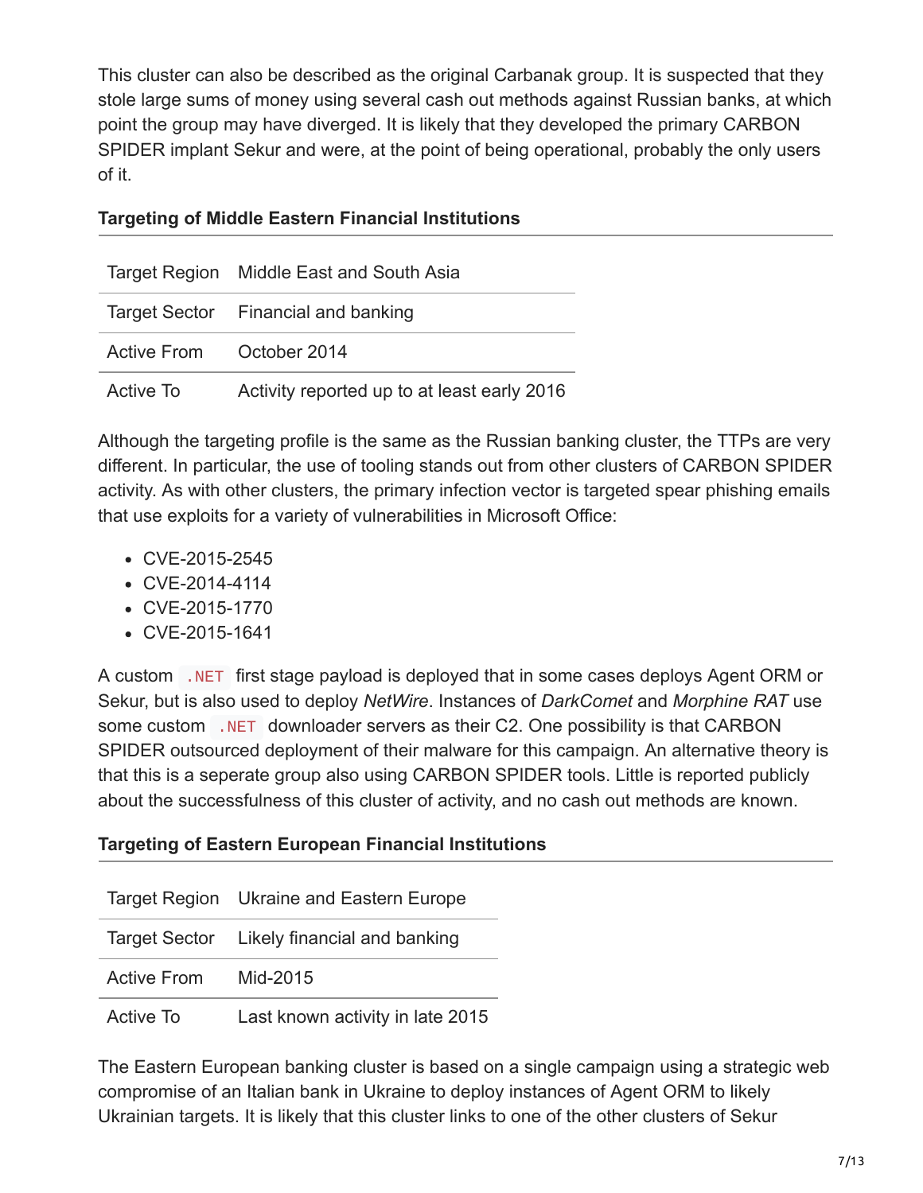This cluster can also be described as the original Carbanak group. It is suspected that they stole large sums of money using several cash out methods against Russian banks, at which point the group may have diverged. It is likely that they developed the primary CARBON SPIDER implant Sekur and were, at the point of being operational, probably the only users of it.

#### Targeting of Middle Eastern Financial Institutions

| | |
|---|---|
| Target Region | Middle East and South Asia |
| Target Sector | Financial and banking |
| Active From | October 2014 |
| Active To | Activity reported up to at least early 2016 |

Although the targeting profile is the same as the Russian banking cluster, the TTPs are very different. In particular, the use of tooling stands out from other clusters of CARBON SPIDER activity. As with other clusters, the primary infection vector is targeted spear phishing emails that use exploits for a variety of vulnerabilities in Microsoft Office:

- CVE-2015-2545
- CVE-2014-4114
- CVE-2015-1770
- CVE-2015-1641

A custom `.NET` first stage payload is deployed that in some cases deploys Agent ORM or Sekur, but is also used to deploy *NetWire*. Instances of *DarkComet* and *Morphine RAT* use some custom `.NET` downloader servers as their C2. One possibility is that CARBON SPIDER outsourced deployment of their malware for this campaign. An alternative theory is that this is a seperate group also using CARBON SPIDER tools. Little is reported publicly about the successfulness of this cluster of activity, and no cash out methods are known.

#### Targeting of Eastern European Financial Institutions

| | |
|---|---|
| Target Region | Ukraine and Eastern Europe |
| Target Sector | Likely financial and banking |
| Active From | Mid-2015 |
| Active To | Last known activity in late 2015 |

The Eastern European banking cluster is based on a single campaign using a strategic web compromise of an Italian bank in Ukraine to deploy instances of Agent ORM to likely Ukrainian targets. It is likely that this cluster links to one of the other clusters of Sekur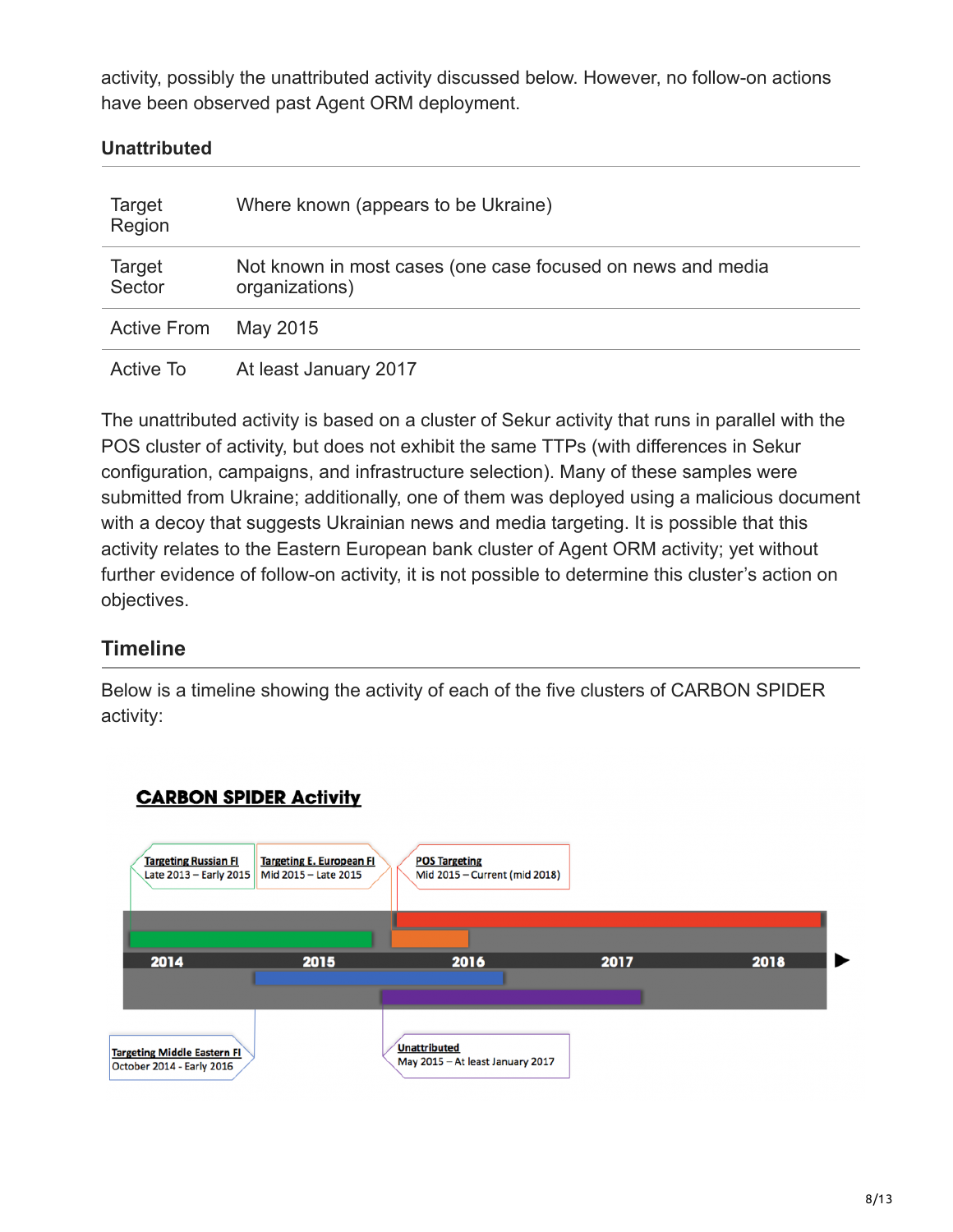activity, possibly the unattributed activity discussed below. However, no follow-on actions have been observed past Agent ORM deployment.

### Unattributed

| | |
|---|---|
| Target Region | Where known (appears to be Ukraine) |
| Target Sector | Not known in most cases (one case focused on news and media organizations) |
| Active From | May 2015 |
| Active To | At least January 2017 |

The unattributed activity is based on a cluster of Sekur activity that runs in parallel with the POS cluster of activity, but does not exhibit the same TTPs (with differences in Sekur configuration, campaigns, and infrastructure selection). Many of these samples were submitted from Ukraine; additionally, one of them was deployed using a malicious document with a decoy that suggests Ukrainian news and media targeting. It is possible that this activity relates to the Eastern European bank cluster of Agent ORM activity; yet without further evidence of follow-on activity, it is not possible to determine this cluster's action on objectives.

## Timeline

Below is a timeline showing the activity of each of the five clusters of CARBON SPIDER activity:

**CARBON SPIDER Activity**

- Targeting Russian FI: Late 2013 – Early 2015
- Targeting E. European FI: Mid 2015 – Late 2015
- POS Targeting: Mid 2015 – Current (mid 2018)
- Targeting Middle Eastern FI: October 2014 - Early 2016
- Unattributed: May 2015 – At least January 2017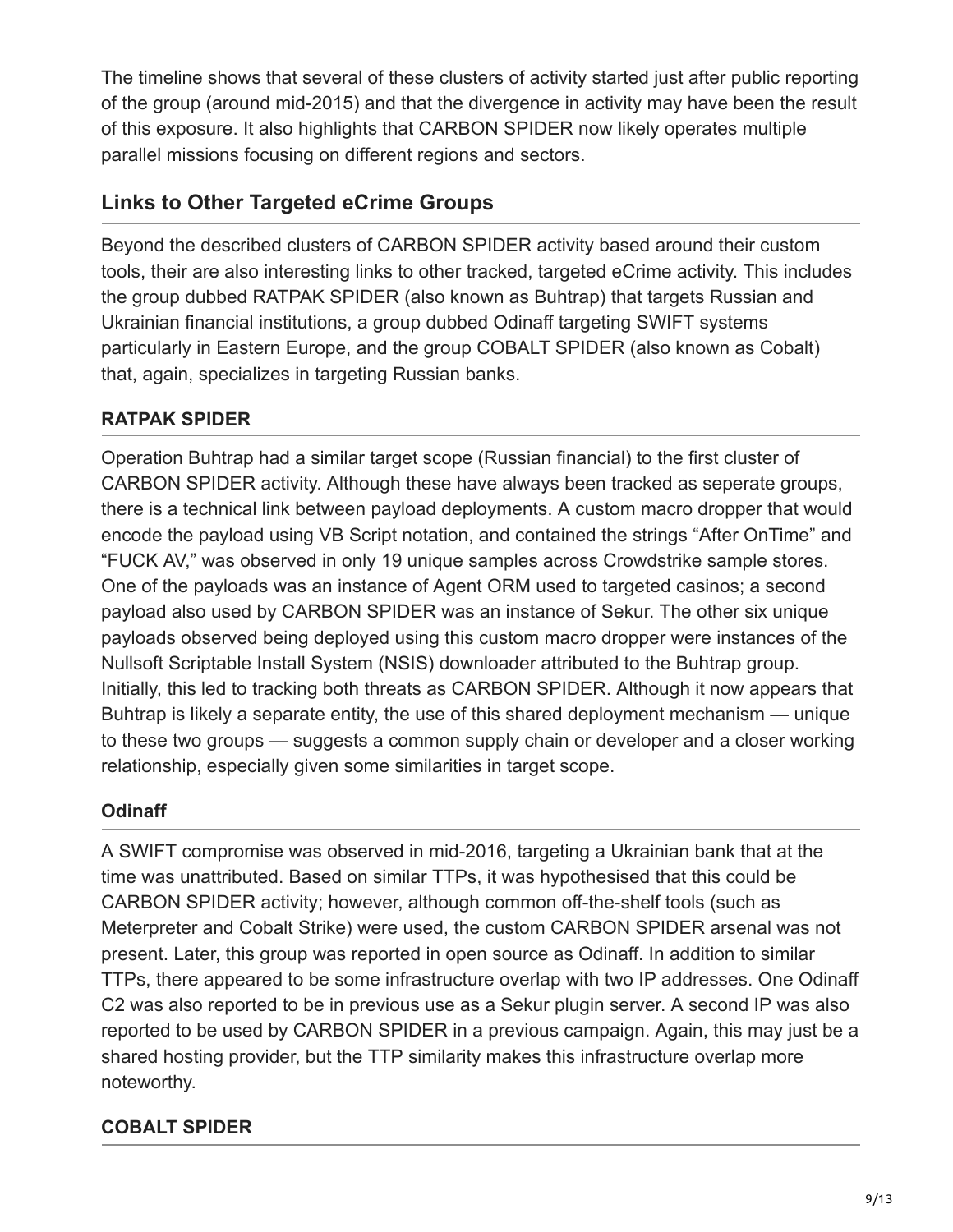The timeline shows that several of these clusters of activity started just after public reporting of the group (around mid-2015) and that the divergence in activity may have been the result of this exposure. It also highlights that CARBON SPIDER now likely operates multiple parallel missions focusing on different regions and sectors.

## Links to Other Targeted eCrime Groups

Beyond the described clusters of CARBON SPIDER activity based around their custom tools, their are also interesting links to other tracked, targeted eCrime activity. This includes the group dubbed RATPAK SPIDER (also known as Buhtrap) that targets Russian and Ukrainian financial institutions, a group dubbed Odinaff targeting SWIFT systems particularly in Eastern Europe, and the group COBALT SPIDER (also known as Cobalt) that, again, specializes in targeting Russian banks.

### RATPAK SPIDER

Operation Buhtrap had a similar target scope (Russian financial) to the first cluster of CARBON SPIDER activity. Although these have always been tracked as seperate groups, there is a technical link between payload deployments. A custom macro dropper that would encode the payload using VB Script notation, and contained the strings "After OnTime" and "FUCK AV," was observed in only 19 unique samples across Crowdstrike sample stores. One of the payloads was an instance of Agent ORM used to targeted casinos; a second payload also used by CARBON SPIDER was an instance of Sekur. The other six unique payloads observed being deployed using this custom macro dropper were instances of the Nullsoft Scriptable Install System (NSIS) downloader attributed to the Buhtrap group. Initially, this led to tracking both threats as CARBON SPIDER. Although it now appears that Buhtrap is likely a separate entity, the use of this shared deployment mechanism — unique to these two groups — suggests a common supply chain or developer and a closer working relationship, especially given some similarities in target scope.

### Odinaff

A SWIFT compromise was observed in mid-2016, targeting a Ukrainian bank that at the time was unattributed. Based on similar TTPs, it was hypothesised that this could be CARBON SPIDER activity; however, although common off-the-shelf tools (such as Meterpreter and Cobalt Strike) were used, the custom CARBON SPIDER arsenal was not present. Later, this group was reported in open source as Odinaff. In addition to similar TTPs, there appeared to be some infrastructure overlap with two IP addresses. One Odinaff C2 was also reported to be in previous use as a Sekur plugin server. A second IP was also reported to be used by CARBON SPIDER in a previous campaign. Again, this may just be a shared hosting provider, but the TTP similarity makes this infrastructure overlap more noteworthy.

### COBALT SPIDER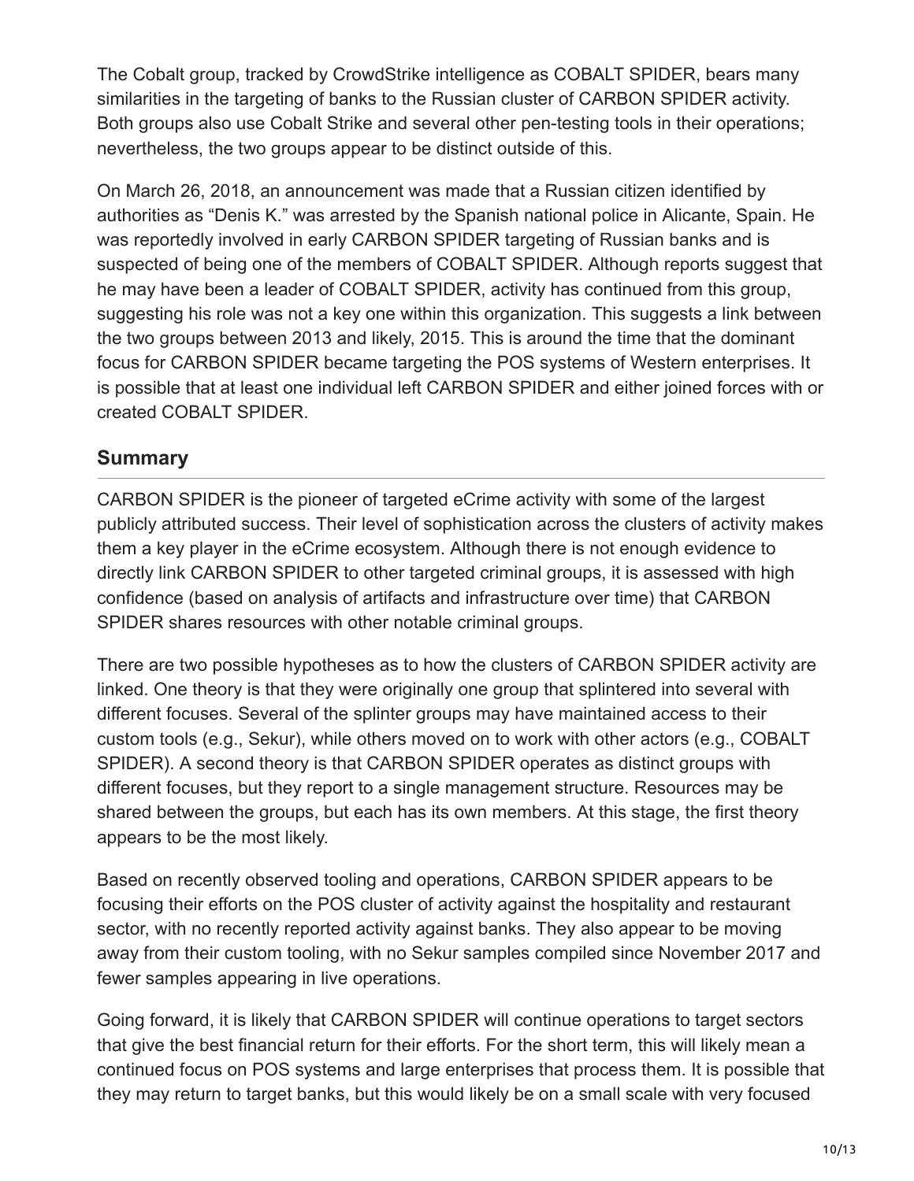The Cobalt group, tracked by CrowdStrike intelligence as COBALT SPIDER, bears many similarities in the targeting of banks to the Russian cluster of CARBON SPIDER activity. Both groups also use Cobalt Strike and several other pen-testing tools in their operations; nevertheless, the two groups appear to be distinct outside of this.

On March 26, 2018, an announcement was made that a Russian citizen identified by authorities as "Denis K." was arrested by the Spanish national police in Alicante, Spain. He was reportedly involved in early CARBON SPIDER targeting of Russian banks and is suspected of being one of the members of COBALT SPIDER. Although reports suggest that he may have been a leader of COBALT SPIDER, activity has continued from this group, suggesting his role was not a key one within this organization. This suggests a link between the two groups between 2013 and likely, 2015. This is around the time that the dominant focus for CARBON SPIDER became targeting the POS systems of Western enterprises. It is possible that at least one individual left CARBON SPIDER and either joined forces with or created COBALT SPIDER.

## Summary

CARBON SPIDER is the pioneer of targeted eCrime activity with some of the largest publicly attributed success. Their level of sophistication across the clusters of activity makes them a key player in the eCrime ecosystem. Although there is not enough evidence to directly link CARBON SPIDER to other targeted criminal groups, it is assessed with high confidence (based on analysis of artifacts and infrastructure over time) that CARBON SPIDER shares resources with other notable criminal groups.

There are two possible hypotheses as to how the clusters of CARBON SPIDER activity are linked. One theory is that they were originally one group that splintered into several with different focuses. Several of the splinter groups may have maintained access to their custom tools (e.g., Sekur), while others moved on to work with other actors (e.g., COBALT SPIDER). A second theory is that CARBON SPIDER operates as distinct groups with different focuses, but they report to a single management structure. Resources may be shared between the groups, but each has its own members. At this stage, the first theory appears to be the most likely.

Based on recently observed tooling and operations, CARBON SPIDER appears to be focusing their efforts on the POS cluster of activity against the hospitality and restaurant sector, with no recently reported activity against banks. They also appear to be moving away from their custom tooling, with no Sekur samples compiled since November 2017 and fewer samples appearing in live operations.

Going forward, it is likely that CARBON SPIDER will continue operations to target sectors that give the best financial return for their efforts. For the short term, this will likely mean a continued focus on POS systems and large enterprises that process them. It is possible that they may return to target banks, but this would likely be on a small scale with very focused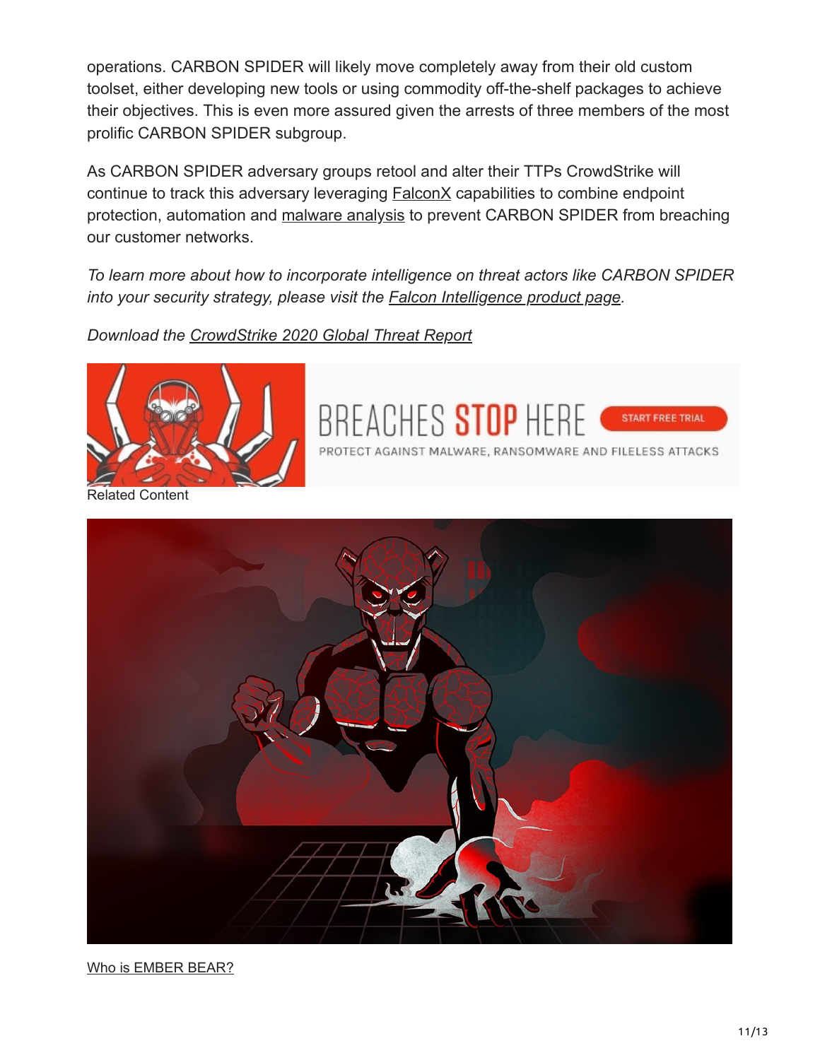operations. CARBON SPIDER will likely move completely away from their old custom toolset, either developing new tools or using commodity off-the-shelf packages to achieve their objectives. This is even more assured given the arrests of three members of the most prolific CARBON SPIDER subgroup.

As CARBON SPIDER adversary groups retool and alter their TTPs CrowdStrike will continue to track this adversary leveraging FalconX capabilities to combine endpoint protection, automation and malware analysis to prevent CARBON SPIDER from breaching our customer networks.

*To learn more about how to incorporate intelligence on threat actors like CARBON SPIDER into your security strategy, please visit the Falcon Intelligence product page.*

*Download the CrowdStrike 2020 Global Threat Report*

Related Content

Who is EMBER BEAR?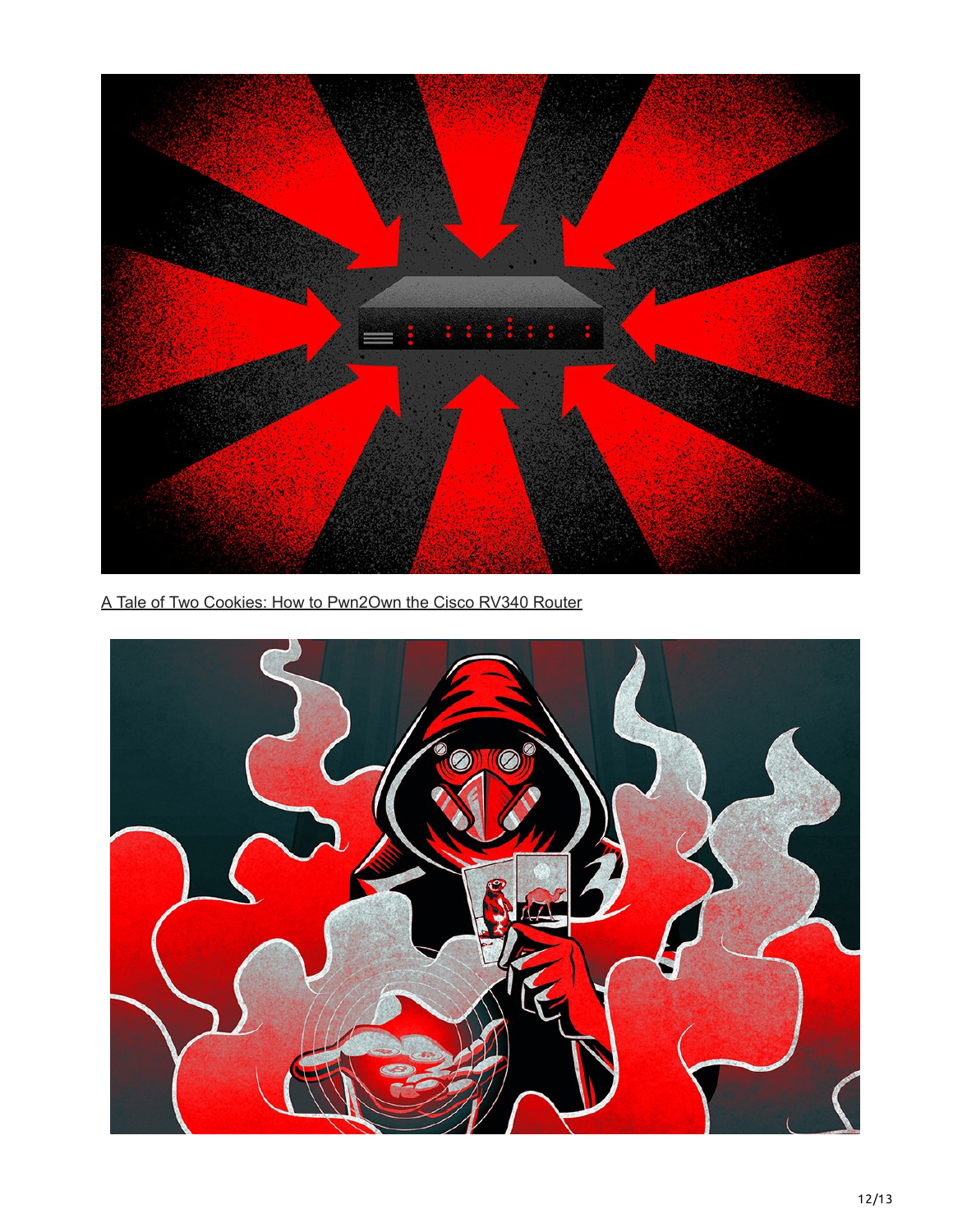[A Tale of Two Cookies: How to Pwn2Own the Cisco RV340 Router]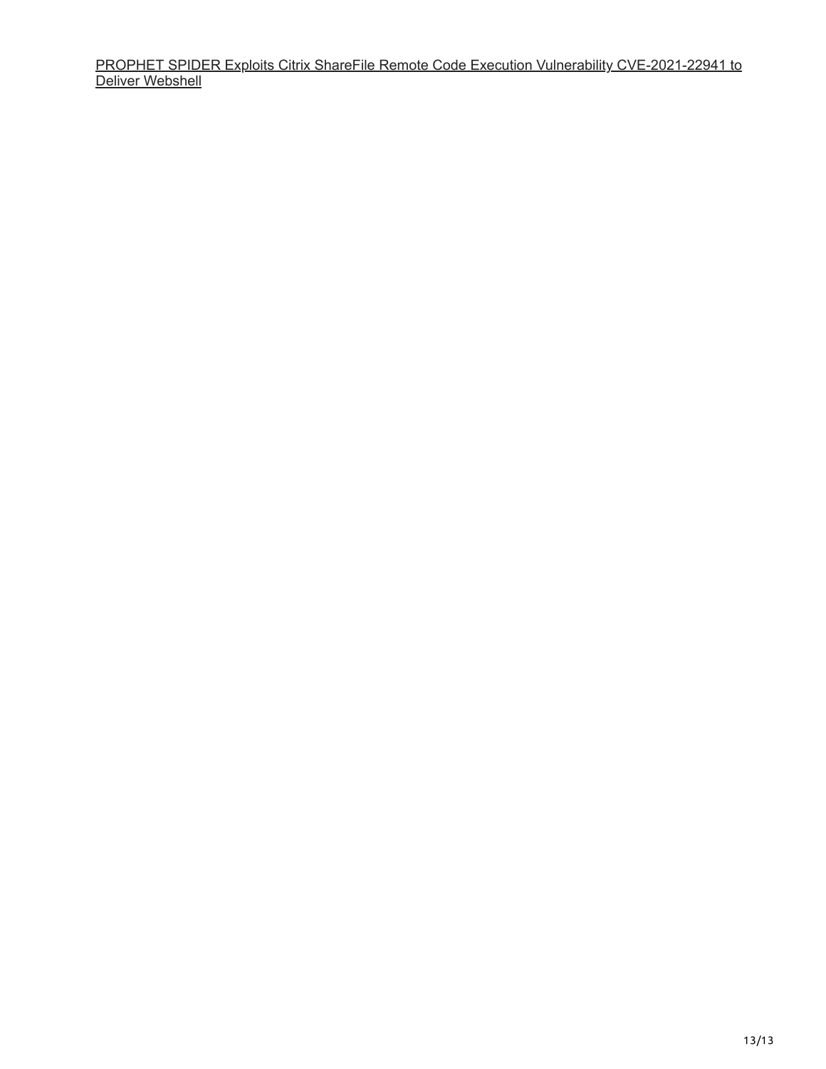[PROPHET SPIDER Exploits Citrix ShareFile Remote Code Execution Vulnerability CVE-2021-22941 to Deliver Webshell]